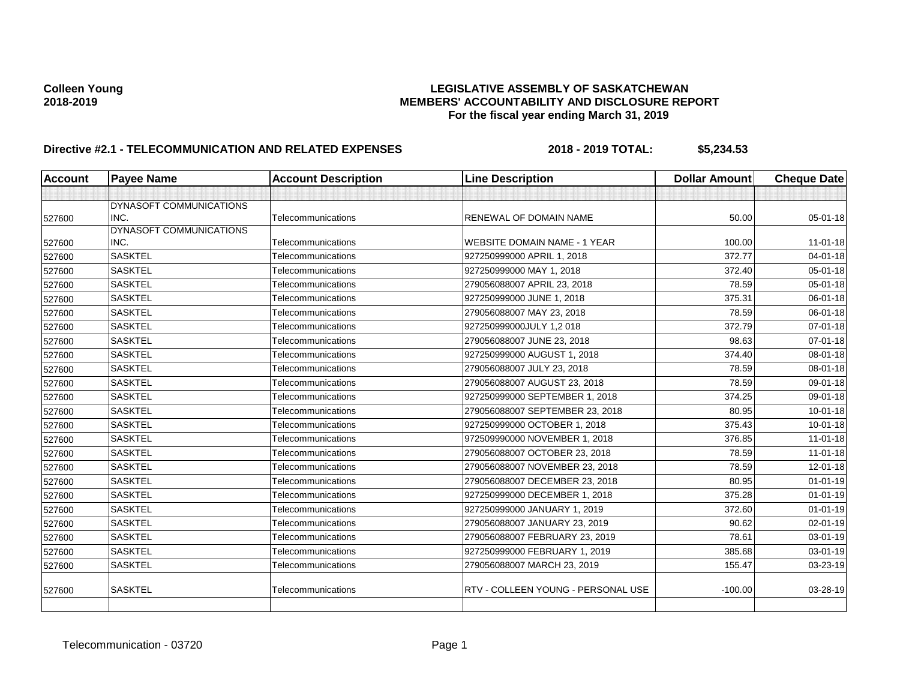**Colleen Young**
**2018-2019**

# LEGISLATIVE ASSEMBLY OF SASKATCHEWAN
## MEMBERS' ACCOUNTABILITY AND DISCLOSURE REPORT
### For the fiscal year ending March 31, 2019

**Directive #2.1 - TELECOMMUNICATION AND RELATED EXPENSES** **2018 - 2019 TOTAL: $5,234.53**

| Account | Payee Name | Account Description | Line Description | Dollar Amount | Cheque Date |
|---|---|---|---|---|---|
| | | | | | |
| 527600 | DYNASOFT COMMUNICATIONS INC. | Telecommunications | RENEWAL OF DOMAIN NAME | 50.00 | 05-01-18 |
| 527600 | DYNASOFT COMMUNICATIONS INC. | Telecommunications | WEBSITE DOMAIN NAME - 1 YEAR | 100.00 | 11-01-18 |
| 527600 | SASKTEL | Telecommunications | 927250999000 APRIL 1, 2018 | 372.77 | 04-01-18 |
| 527600 | SASKTEL | Telecommunications | 927250999000 MAY 1, 2018 | 372.40 | 05-01-18 |
| 527600 | SASKTEL | Telecommunications | 279056088007 APRIL 23, 2018 | 78.59 | 05-01-18 |
| 527600 | SASKTEL | Telecommunications | 927250999000 JUNE 1, 2018 | 375.31 | 06-01-18 |
| 527600 | SASKTEL | Telecommunications | 279056088007 MAY 23, 2018 | 78.59 | 06-01-18 |
| 527600 | SASKTEL | Telecommunications | 927250999000JULY 1,2 018 | 372.79 | 07-01-18 |
| 527600 | SASKTEL | Telecommunications | 279056088007 JUNE 23, 2018 | 98.63 | 07-01-18 |
| 527600 | SASKTEL | Telecommunications | 927250999000 AUGUST 1, 2018 | 374.40 | 08-01-18 |
| 527600 | SASKTEL | Telecommunications | 279056088007 JULY 23, 2018 | 78.59 | 08-01-18 |
| 527600 | SASKTEL | Telecommunications | 279056088007 AUGUST 23, 2018 | 78.59 | 09-01-18 |
| 527600 | SASKTEL | Telecommunications | 927250999000 SEPTEMBER 1, 2018 | 374.25 | 09-01-18 |
| 527600 | SASKTEL | Telecommunications | 279056088007 SEPTEMBER 23, 2018 | 80.95 | 10-01-18 |
| 527600 | SASKTEL | Telecommunications | 927250999000 OCTOBER 1, 2018 | 375.43 | 10-01-18 |
| 527600 | SASKTEL | Telecommunications | 972509990000 NOVEMBER 1, 2018 | 376.85 | 11-01-18 |
| 527600 | SASKTEL | Telecommunications | 279056088007 OCTOBER 23, 2018 | 78.59 | 11-01-18 |
| 527600 | SASKTEL | Telecommunications | 279056088007 NOVEMBER 23, 2018 | 78.59 | 12-01-18 |
| 527600 | SASKTEL | Telecommunications | 279056088007 DECEMBER 23, 2018 | 80.95 | 01-01-19 |
| 527600 | SASKTEL | Telecommunications | 927250999000 DECEMBER 1, 2018 | 375.28 | 01-01-19 |
| 527600 | SASKTEL | Telecommunications | 927250999000 JANUARY 1, 2019 | 372.60 | 01-01-19 |
| 527600 | SASKTEL | Telecommunications | 279056088007 JANUARY 23, 2019 | 90.62 | 02-01-19 |
| 527600 | SASKTEL | Telecommunications | 279056088007 FEBRUARY 23, 2019 | 78.61 | 03-01-19 |
| 527600 | SASKTEL | Telecommunications | 927250999000 FEBRUARY 1, 2019 | 385.68 | 03-01-19 |
| 527600 | SASKTEL | Telecommunications | 279056088007 MARCH 23, 2019 | 155.47 | 03-23-19 |
| 527600 | SASKTEL | Telecommunications | RTV - COLLEEN YOUNG - PERSONAL USE | -100.00 | 03-28-19 |
| | | | | | |

Telecommunication - 03720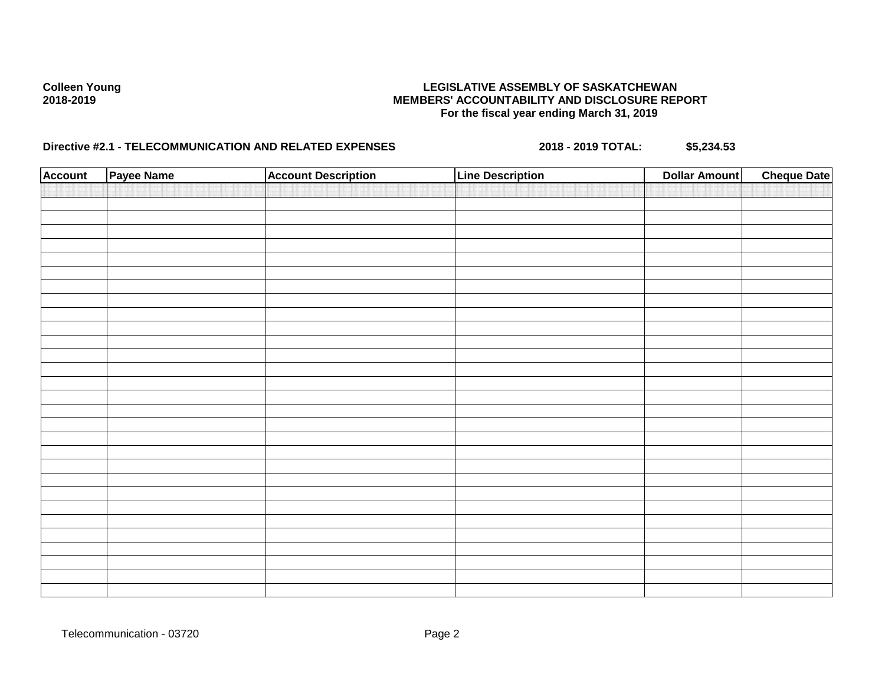**Colleen Young**
**2018-2019**

**LEGISLATIVE ASSEMBLY OF SASKATCHEWAN**
**MEMBERS' ACCOUNTABILITY AND DISCLOSURE REPORT**
**For the fiscal year ending March 31, 2019**

**Directive #2.1 - TELECOMMUNICATION AND RELATED EXPENSES** **2018 - 2019 TOTAL: $5,234.53**

| Account | Payee Name | Account Description | Line Description | Dollar Amount | Cheque Date |
|---|---|---|---|---|---|
| | | | | | |

Telecommunication - 03720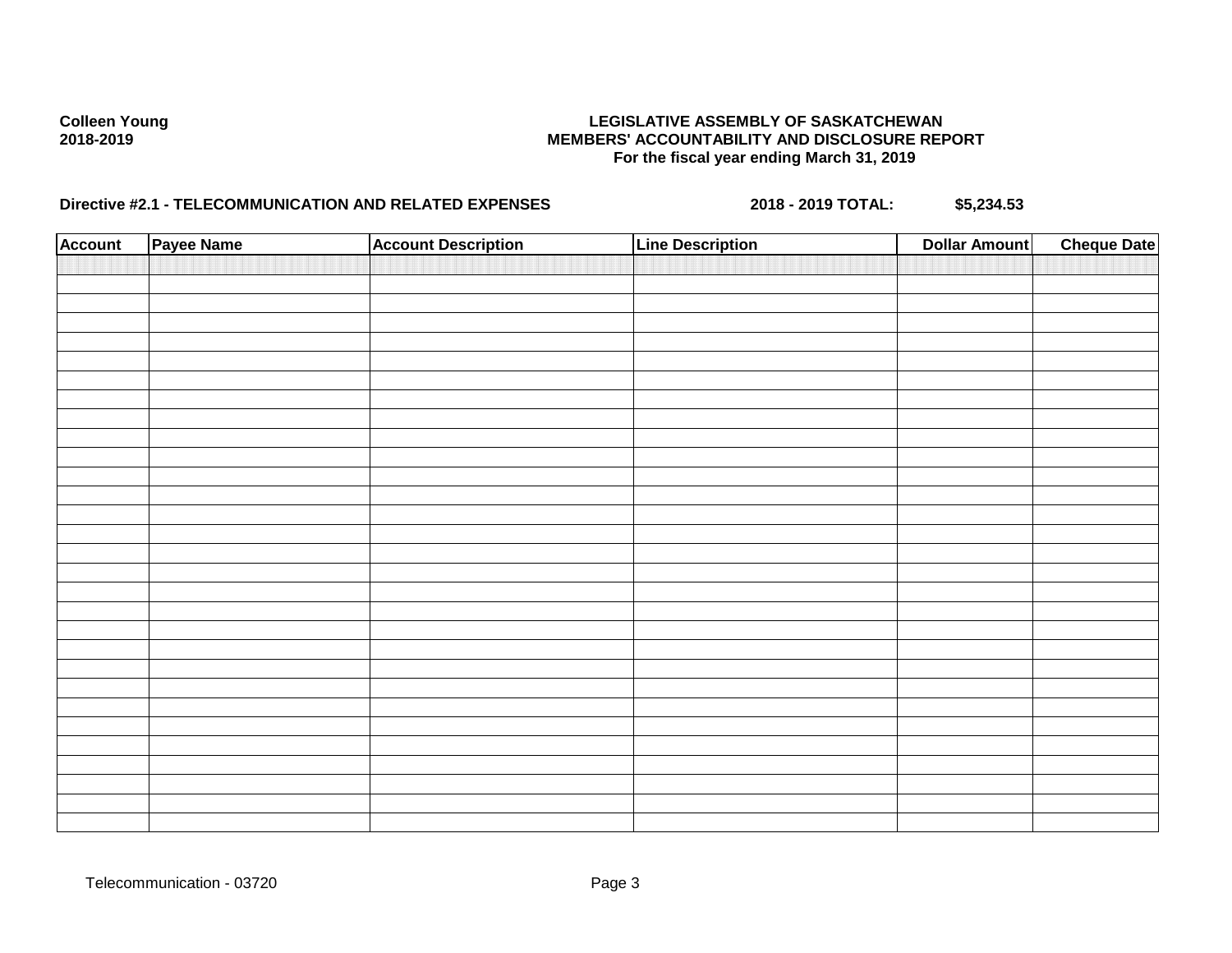**Colleen Young**
**2018-2019**

**LEGISLATIVE ASSEMBLY OF SASKATCHEWAN**
**MEMBERS' ACCOUNTABILITY AND DISCLOSURE REPORT**
**For the fiscal year ending March 31, 2019**

**Directive #2.1 - TELECOMMUNICATION AND RELATED EXPENSES** **2018 - 2019 TOTAL: $5,234.53**

| Account | Payee Name | Account Description | Line Description | Dollar Amount | Cheque Date |
|---|---|---|---|---|---|
| | | | | | |

Telecommunication - 03720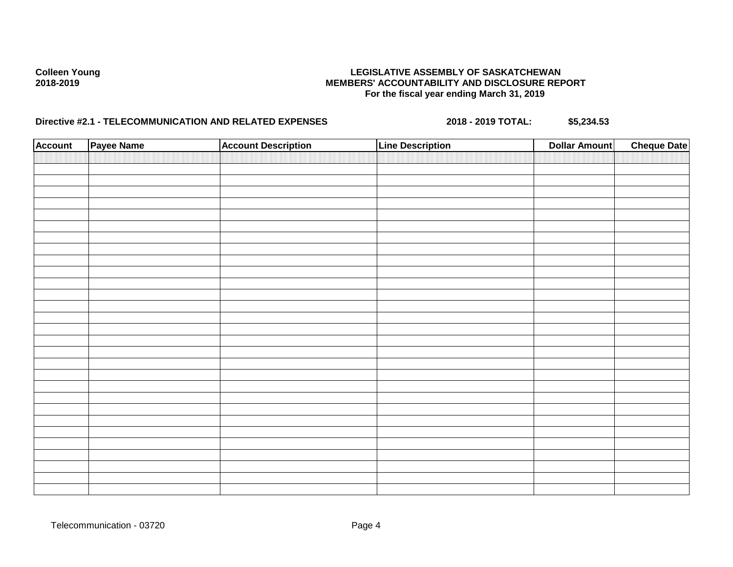**Colleen Young**
**2018-2019**

**LEGISLATIVE ASSEMBLY OF SASKATCHEWAN**
**MEMBERS' ACCOUNTABILITY AND DISCLOSURE REPORT**
**For the fiscal year ending March 31, 2019**

**Directive #2.1 - TELECOMMUNICATION AND RELATED EXPENSES** **2018 - 2019 TOTAL:** **$5,234.53**

| Account | Payee Name | Account Description | Line Description | Dollar Amount | Cheque Date |
|---|---|---|---|---|---|
| | | | | | |

Telecommunication - 03720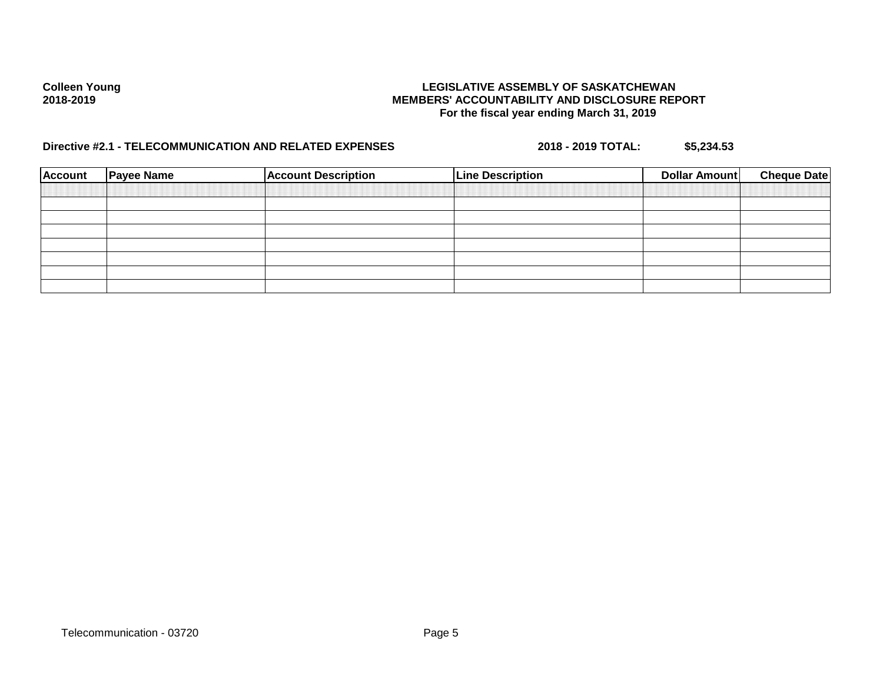Colleen Young
2018-2019

**LEGISLATIVE ASSEMBLY OF SASKATCHEWAN**
**MEMBERS' ACCOUNTABILITY AND DISCLOSURE REPORT**
**For the fiscal year ending March 31, 2019**

**Directive #2.1 - TELECOMMUNICATION AND RELATED EXPENSES** **2018 - 2019 TOTAL: $5,234.53**

| Account | Payee Name | Account Description | Line Description | Dollar Amount | Cheque Date |
|---|---|---|---|---|---|
| | | | | | |
| | | | | | |
| | | | | | |
| | | | | | |
| | | | | | |
| | | | | | |
| | | | | | |
| | | | | | |

Telecommunication - 03720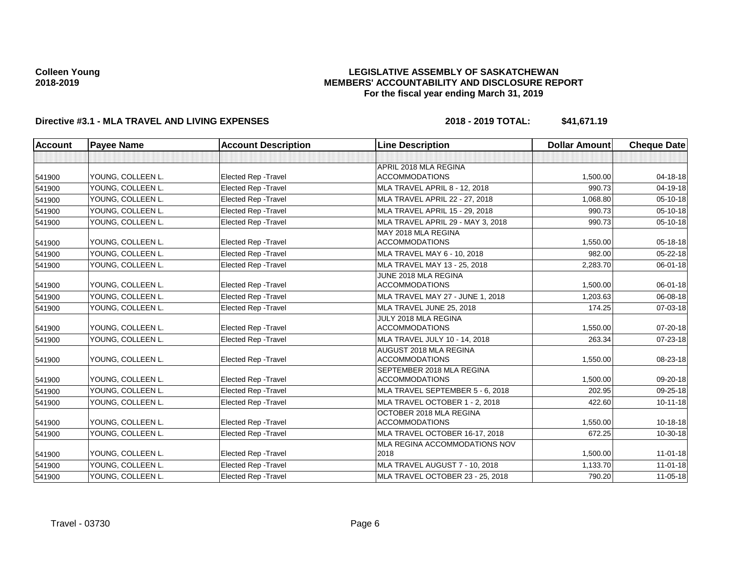Colleen Young
2018-2019

# LEGISLATIVE ASSEMBLY OF SASKATCHEWAN
# MEMBERS' ACCOUNTABILITY AND DISCLOSURE REPORT
## For the fiscal year ending March 31, 2019

**Directive #3.1 - MLA TRAVEL AND LIVING EXPENSES** **2018 - 2019 TOTAL: $41,671.19**

| Account | Payee Name | Account Description | Line Description | Dollar Amount | Cheque Date |
|---|---|---|---|---|---|
| | | | | | |
| 541900 | YOUNG, COLLEEN L. | Elected Rep -Travel | APRIL 2018 MLA REGINA ACCOMMODATIONS | 1,500.00 | 04-18-18 |
| 541900 | YOUNG, COLLEEN L. | Elected Rep -Travel | MLA TRAVEL APRIL 8 - 12, 2018 | 990.73 | 04-19-18 |
| 541900 | YOUNG, COLLEEN L. | Elected Rep -Travel | MLA TRAVEL APRIL 22 - 27, 2018 | 1,068.80 | 05-10-18 |
| 541900 | YOUNG, COLLEEN L. | Elected Rep -Travel | MLA TRAVEL APRIL 15 - 29, 2018 | 990.73 | 05-10-18 |
| 541900 | YOUNG, COLLEEN L. | Elected Rep -Travel | MLA TRAVEL APRIL 29 - MAY 3, 2018 | 990.73 | 05-10-18 |
| 541900 | YOUNG, COLLEEN L. | Elected Rep -Travel | MAY 2018 MLA REGINA ACCOMMODATIONS | 1,550.00 | 05-18-18 |
| 541900 | YOUNG, COLLEEN L. | Elected Rep -Travel | MLA TRAVEL MAY 6 - 10, 2018 | 982.00 | 05-22-18 |
| 541900 | YOUNG, COLLEEN L. | Elected Rep -Travel | MLA TRAVEL MAY 13 - 25, 2018 | 2,283.70 | 06-01-18 |
| 541900 | YOUNG, COLLEEN L. | Elected Rep -Travel | JUNE 2018 MLA REGINA ACCOMMODATIONS | 1,500.00 | 06-01-18 |
| 541900 | YOUNG, COLLEEN L. | Elected Rep -Travel | MLA TRAVEL MAY 27 - JUNE 1, 2018 | 1,203.63 | 06-08-18 |
| 541900 | YOUNG, COLLEEN L. | Elected Rep -Travel | MLA TRAVEL JUNE 25, 2018 | 174.25 | 07-03-18 |
| 541900 | YOUNG, COLLEEN L. | Elected Rep -Travel | JULY 2018 MLA REGINA ACCOMMODATIONS | 1,550.00 | 07-20-18 |
| 541900 | YOUNG, COLLEEN L. | Elected Rep -Travel | MLA TRAVEL JULY 10 - 14, 2018 | 263.34 | 07-23-18 |
| 541900 | YOUNG, COLLEEN L. | Elected Rep -Travel | AUGUST 2018 MLA REGINA ACCOMMODATIONS | 1,550.00 | 08-23-18 |
| 541900 | YOUNG, COLLEEN L. | Elected Rep -Travel | SEPTEMBER 2018 MLA REGINA ACCOMMODATIONS | 1,500.00 | 09-20-18 |
| 541900 | YOUNG, COLLEEN L. | Elected Rep -Travel | MLA TRAVEL SEPTEMBER 5 - 6, 2018 | 202.95 | 09-25-18 |
| 541900 | YOUNG, COLLEEN L. | Elected Rep -Travel | MLA TRAVEL OCTOBER 1 - 2, 2018 | 422.60 | 10-11-18 |
| 541900 | YOUNG, COLLEEN L. | Elected Rep -Travel | OCTOBER 2018 MLA REGINA ACCOMMODATIONS | 1,550.00 | 10-18-18 |
| 541900 | YOUNG, COLLEEN L. | Elected Rep -Travel | MLA TRAVEL OCTOBER 16-17, 2018 | 672.25 | 10-30-18 |
| 541900 | YOUNG, COLLEEN L. | Elected Rep -Travel | MLA REGINA ACCOMMODATIONS NOV 2018 | 1,500.00 | 11-01-18 |
| 541900 | YOUNG, COLLEEN L. | Elected Rep -Travel | MLA TRAVEL AUGUST 7 - 10, 2018 | 1,133.70 | 11-01-18 |
| 541900 | YOUNG, COLLEEN L. | Elected Rep -Travel | MLA TRAVEL OCTOBER 23 - 25, 2018 | 790.20 | 11-05-18 |

Travel - 03730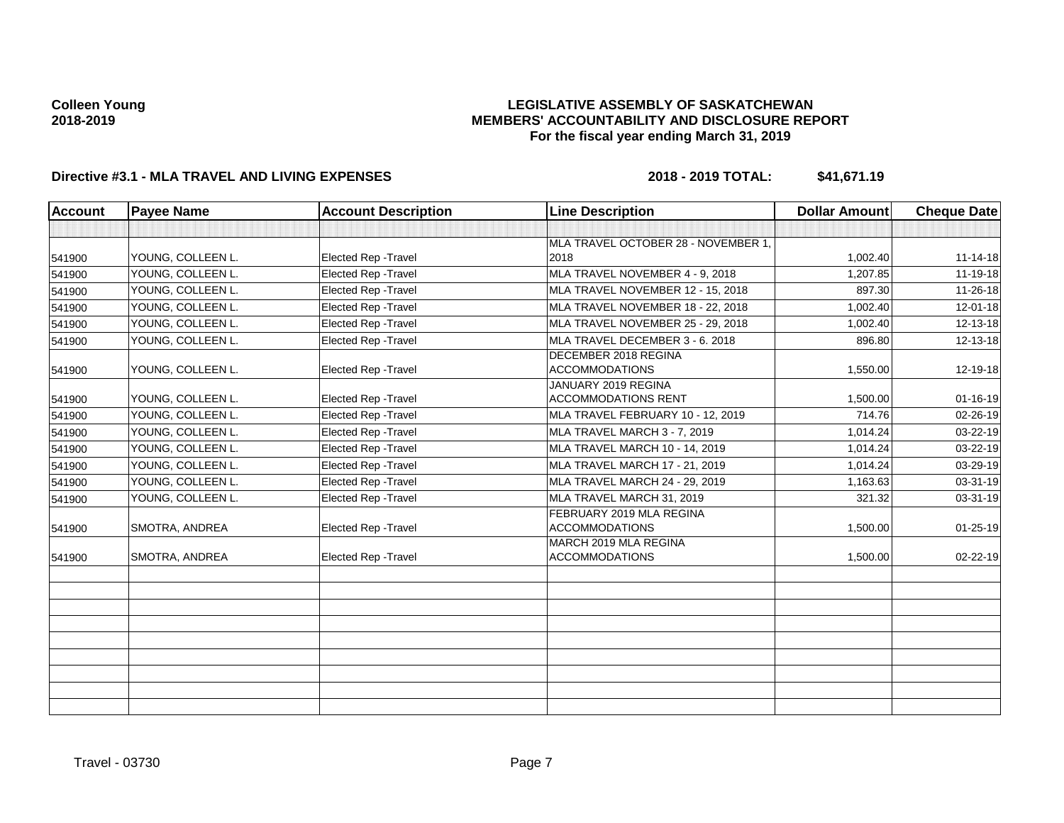**Colleen Young**
**2018-2019**

**LEGISLATIVE ASSEMBLY OF SASKATCHEWAN**
**MEMBERS' ACCOUNTABILITY AND DISCLOSURE REPORT**
**For the fiscal year ending March 31, 2019**

**Directive #3.1 - MLA TRAVEL AND LIVING EXPENSES** **2018 - 2019 TOTAL: $41,671.19**

| Account | Payee Name | Account Description | Line Description | Dollar Amount | Cheque Date |
|---|---|---|---|---|---|
| | | | | | |
| 541900 | YOUNG, COLLEEN L. | Elected Rep -Travel | MLA TRAVEL OCTOBER 28 - NOVEMBER 1, 2018 | 1,002.40 | 11-14-18 |
| 541900 | YOUNG, COLLEEN L. | Elected Rep -Travel | MLA TRAVEL NOVEMBER 4 - 9, 2018 | 1,207.85 | 11-19-18 |
| 541900 | YOUNG, COLLEEN L. | Elected Rep -Travel | MLA TRAVEL NOVEMBER 12 - 15, 2018 | 897.30 | 11-26-18 |
| 541900 | YOUNG, COLLEEN L. | Elected Rep -Travel | MLA TRAVEL NOVEMBER 18 - 22, 2018 | 1,002.40 | 12-01-18 |
| 541900 | YOUNG, COLLEEN L. | Elected Rep -Travel | MLA TRAVEL NOVEMBER 25 - 29, 2018 | 1,002.40 | 12-13-18 |
| 541900 | YOUNG, COLLEEN L. | Elected Rep -Travel | MLA TRAVEL DECEMBER 3 - 6. 2018 | 896.80 | 12-13-18 |
| 541900 | YOUNG, COLLEEN L. | Elected Rep -Travel | DECEMBER 2018 REGINA ACCOMMODATIONS | 1,550.00 | 12-19-18 |
| 541900 | YOUNG, COLLEEN L. | Elected Rep -Travel | JANUARY 2019 REGINA ACCOMMODATIONS RENT | 1,500.00 | 01-16-19 |
| 541900 | YOUNG, COLLEEN L. | Elected Rep -Travel | MLA TRAVEL FEBRUARY 10 - 12, 2019 | 714.76 | 02-26-19 |
| 541900 | YOUNG, COLLEEN L. | Elected Rep -Travel | MLA TRAVEL MARCH 3 - 7, 2019 | 1,014.24 | 03-22-19 |
| 541900 | YOUNG, COLLEEN L. | Elected Rep -Travel | MLA TRAVEL MARCH 10 - 14, 2019 | 1,014.24 | 03-22-19 |
| 541900 | YOUNG, COLLEEN L. | Elected Rep -Travel | MLA TRAVEL MARCH 17 - 21, 2019 | 1,014.24 | 03-29-19 |
| 541900 | YOUNG, COLLEEN L. | Elected Rep -Travel | MLA TRAVEL MARCH 24 - 29, 2019 | 1,163.63 | 03-31-19 |
| 541900 | YOUNG, COLLEEN L. | Elected Rep -Travel | MLA TRAVEL MARCH 31, 2019 | 321.32 | 03-31-19 |
| 541900 | SMOTRA, ANDREA | Elected Rep -Travel | FEBRUARY 2019 MLA REGINA ACCOMMODATIONS | 1,500.00 | 01-25-19 |
| 541900 | SMOTRA, ANDREA | Elected Rep -Travel | MARCH 2019 MLA REGINA ACCOMMODATIONS | 1,500.00 | 02-22-19 |

Travel - 03730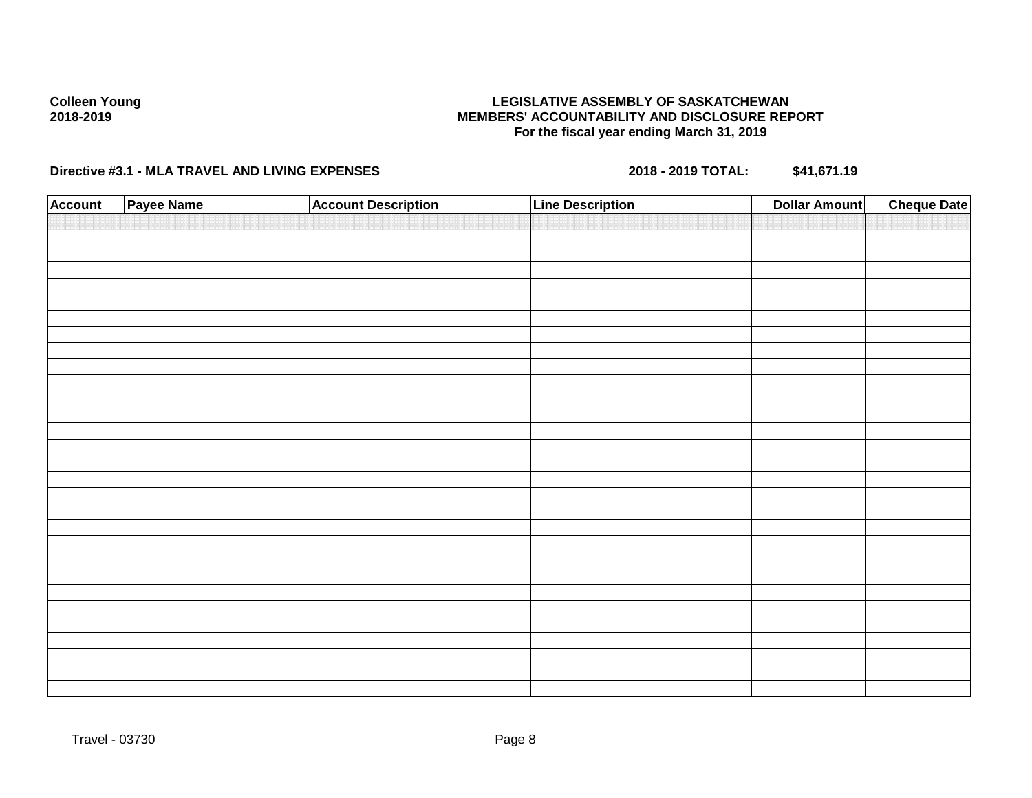**Colleen Young**
**2018-2019**

**LEGISLATIVE ASSEMBLY OF SASKATCHEWAN**
**MEMBERS' ACCOUNTABILITY AND DISCLOSURE REPORT**
**For the fiscal year ending March 31, 2019**

**Directive #3.1 - MLA TRAVEL AND LIVING EXPENSES** **2018 - 2019 TOTAL: $41,671.19**

| Account | Payee Name | Account Description | Line Description | Dollar Amount | Cheque Date |
|---|---|---|---|---|---|
| | | | | | |

Travel - 03730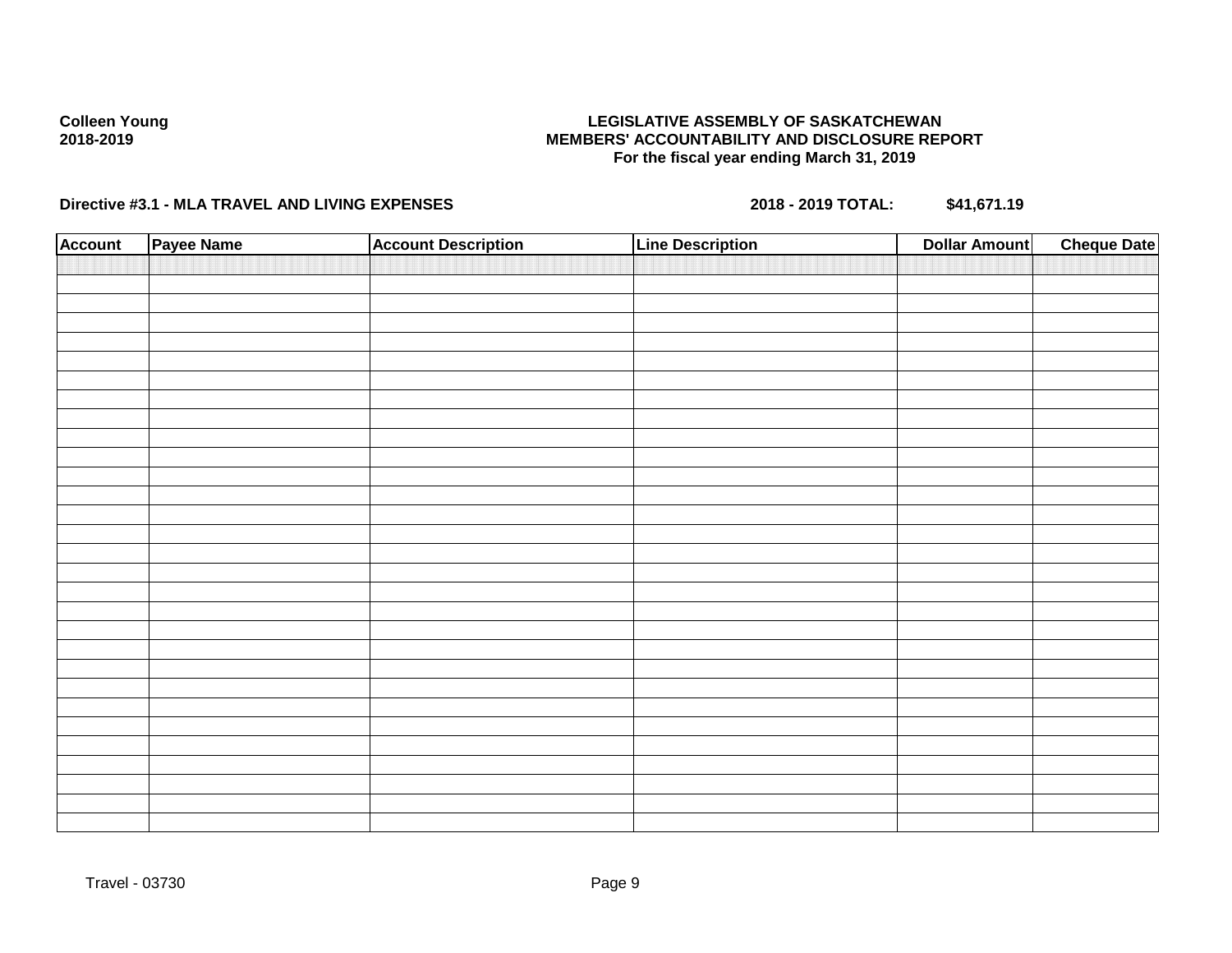Colleen Young
2018-2019

**LEGISLATIVE ASSEMBLY OF SASKATCHEWAN**
**MEMBERS' ACCOUNTABILITY AND DISCLOSURE REPORT**
**For the fiscal year ending March 31, 2019**

**Directive #3.1 - MLA TRAVEL AND LIVING EXPENSES** **2018 - 2019 TOTAL: $41,671.19**

| Account | Payee Name | Account Description | Line Description | Dollar Amount | Cheque Date |
|---|---|---|---|---|---|
| | | | | | |

Travel - 03730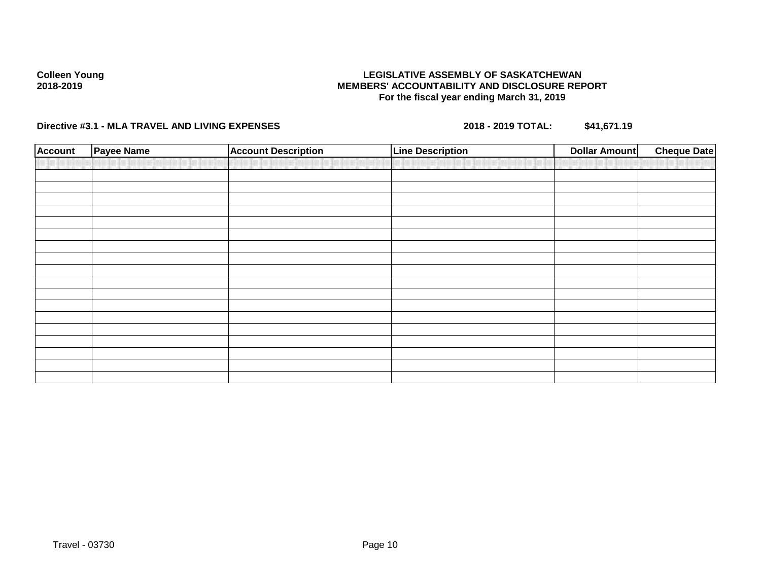**Colleen Young**
**2018-2019**

**LEGISLATIVE ASSEMBLY OF SASKATCHEWAN**
**MEMBERS' ACCOUNTABILITY AND DISCLOSURE REPORT**
**For the fiscal year ending March 31, 2019**

**Directive #3.1 - MLA TRAVEL AND LIVING EXPENSES** **2018 - 2019 TOTAL: $41,671.19**

| Account | Payee Name | Account Description | Line Description | Dollar Amount | Cheque Date |
|---|---|---|---|---|---|
| | | | | | |
| | | | | | |
| | | | | | |
| | | | | | |
| | | | | | |
| | | | | | |
| | | | | | |
| | | | | | |
| | | | | | |
| | | | | | |
| | | | | | |
| | | | | | |
| | | | | | |
| | | | | | |
| | | | | | |
| | | | | | |
| | | | | | |
| | | | | | |
| | | | | | |

Travel - 03730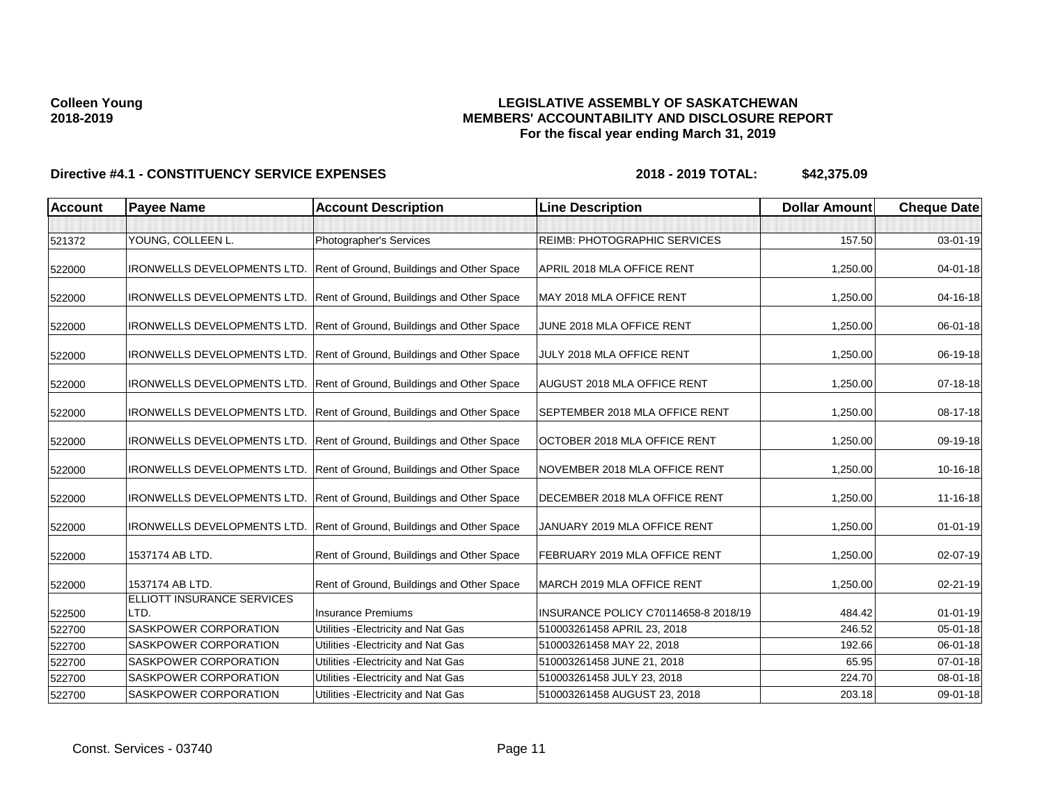**Colleen Young**
**2018-2019**

# LEGISLATIVE ASSEMBLY OF SASKATCHEWAN
## MEMBERS' ACCOUNTABILITY AND DISCLOSURE REPORT
### For the fiscal year ending March 31, 2019

**Directive #4.1 - CONSTITUENCY SERVICE EXPENSES** **2018 - 2019 TOTAL: $42,375.09**

| Account | Payee Name | Account Description | Line Description | Dollar Amount | Cheque Date |
|---|---|---|---|---|---|
| | | | | | |
| 521372 | YOUNG, COLLEEN L. | Photographer's Services | REIMB: PHOTOGRAPHIC SERVICES | 157.50 | 03-01-19 |
| 522000 | IRONWELLS DEVELOPMENTS LTD. | Rent of Ground, Buildings and Other Space | APRIL 2018 MLA OFFICE RENT | 1,250.00 | 04-01-18 |
| 522000 | IRONWELLS DEVELOPMENTS LTD. | Rent of Ground, Buildings and Other Space | MAY 2018 MLA OFFICE RENT | 1,250.00 | 04-16-18 |
| 522000 | IRONWELLS DEVELOPMENTS LTD. | Rent of Ground, Buildings and Other Space | JUNE 2018 MLA OFFICE RENT | 1,250.00 | 06-01-18 |
| 522000 | IRONWELLS DEVELOPMENTS LTD. | Rent of Ground, Buildings and Other Space | JULY 2018 MLA OFFICE RENT | 1,250.00 | 06-19-18 |
| 522000 | IRONWELLS DEVELOPMENTS LTD. | Rent of Ground, Buildings and Other Space | AUGUST 2018 MLA OFFICE RENT | 1,250.00 | 07-18-18 |
| 522000 | IRONWELLS DEVELOPMENTS LTD. | Rent of Ground, Buildings and Other Space | SEPTEMBER 2018 MLA OFFICE RENT | 1,250.00 | 08-17-18 |
| 522000 | IRONWELLS DEVELOPMENTS LTD. | Rent of Ground, Buildings and Other Space | OCTOBER 2018 MLA OFFICE RENT | 1,250.00 | 09-19-18 |
| 522000 | IRONWELLS DEVELOPMENTS LTD. | Rent of Ground, Buildings and Other Space | NOVEMBER 2018 MLA OFFICE RENT | 1,250.00 | 10-16-18 |
| 522000 | IRONWELLS DEVELOPMENTS LTD. | Rent of Ground, Buildings and Other Space | DECEMBER 2018 MLA OFFICE RENT | 1,250.00 | 11-16-18 |
| 522000 | IRONWELLS DEVELOPMENTS LTD. | Rent of Ground, Buildings and Other Space | JANUARY 2019 MLA OFFICE RENT | 1,250.00 | 01-01-19 |
| 522000 | 1537174 AB LTD. | Rent of Ground, Buildings and Other Space | FEBRUARY 2019 MLA OFFICE RENT | 1,250.00 | 02-07-19 |
| 522000 | 1537174 AB LTD. | Rent of Ground, Buildings and Other Space | MARCH 2019 MLA OFFICE RENT | 1,250.00 | 02-21-19 |
| 522500 | ELLIOTT INSURANCE SERVICES LTD. | Insurance Premiums | INSURANCE POLICY C70114658-8 2018/19 | 484.42 | 01-01-19 |
| 522700 | SASKPOWER CORPORATION | Utilities -Electricity and Nat Gas | 510003261458 APRIL 23, 2018 | 246.52 | 05-01-18 |
| 522700 | SASKPOWER CORPORATION | Utilities -Electricity and Nat Gas | 510003261458 MAY 22, 2018 | 192.66 | 06-01-18 |
| 522700 | SASKPOWER CORPORATION | Utilities -Electricity and Nat Gas | 510003261458 JUNE 21, 2018 | 65.95 | 07-01-18 |
| 522700 | SASKPOWER CORPORATION | Utilities -Electricity and Nat Gas | 510003261458 JULY 23, 2018 | 224.70 | 08-01-18 |
| 522700 | SASKPOWER CORPORATION | Utilities -Electricity and Nat Gas | 510003261458 AUGUST 23, 2018 | 203.18 | 09-01-18 |

Const. Services - 03740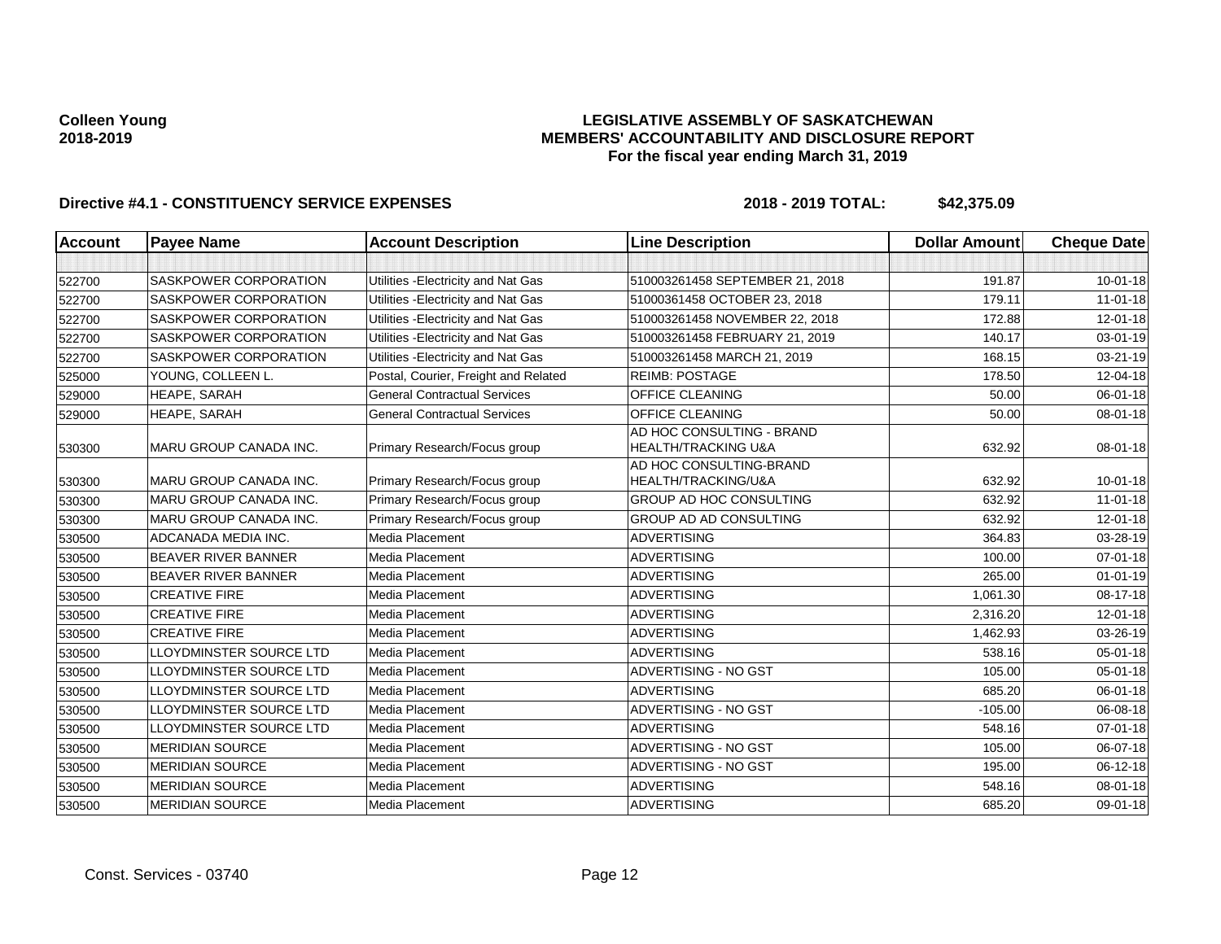**Colleen Young**
**2018-2019**

**LEGISLATIVE ASSEMBLY OF SASKATCHEWAN**
**MEMBERS' ACCOUNTABILITY AND DISCLOSURE REPORT**
**For the fiscal year ending March 31, 2019**

**Directive #4.1 - CONSTITUENCY SERVICE EXPENSES** **2018 - 2019 TOTAL: $42,375.09**

| Account | Payee Name | Account Description | Line Description | Dollar Amount | Cheque Date |
|---|---|---|---|---|---|
| | | | | | |
| 522700 | SASKPOWER CORPORATION | Utilities -Electricity and Nat Gas | 510003261458 SEPTEMBER 21, 2018 | 191.87 | 10-01-18 |
| 522700 | SASKPOWER CORPORATION | Utilities -Electricity and Nat Gas | 51000361458 OCTOBER 23, 2018 | 179.11 | 11-01-18 |
| 522700 | SASKPOWER CORPORATION | Utilities -Electricity and Nat Gas | 510003261458 NOVEMBER 22, 2018 | 172.88 | 12-01-18 |
| 522700 | SASKPOWER CORPORATION | Utilities -Electricity and Nat Gas | 510003261458 FEBRUARY 21, 2019 | 140.17 | 03-01-19 |
| 522700 | SASKPOWER CORPORATION | Utilities -Electricity and Nat Gas | 510003261458 MARCH 21, 2019 | 168.15 | 03-21-19 |
| 525000 | YOUNG, COLLEEN L. | Postal, Courier, Freight and Related | REIMB: POSTAGE | 178.50 | 12-04-18 |
| 529000 | HEAPE, SARAH | General Contractual Services | OFFICE CLEANING | 50.00 | 06-01-18 |
| 529000 | HEAPE, SARAH | General Contractual Services | OFFICE CLEANING | 50.00 | 08-01-18 |
| 530300 | MARU GROUP CANADA INC. | Primary Research/Focus group | AD HOC CONSULTING - BRAND HEALTH/TRACKING U&A | 632.92 | 08-01-18 |
| 530300 | MARU GROUP CANADA INC. | Primary Research/Focus group | AD HOC CONSULTING-BRAND HEALTH/TRACKING/U&A | 632.92 | 10-01-18 |
| 530300 | MARU GROUP CANADA INC. | Primary Research/Focus group | GROUP AD HOC CONSULTING | 632.92 | 11-01-18 |
| 530300 | MARU GROUP CANADA INC. | Primary Research/Focus group | GROUP AD AD CONSULTING | 632.92 | 12-01-18 |
| 530500 | ADCANADA MEDIA INC. | Media Placement | ADVERTISING | 364.83 | 03-28-19 |
| 530500 | BEAVER RIVER BANNER | Media Placement | ADVERTISING | 100.00 | 07-01-18 |
| 530500 | BEAVER RIVER BANNER | Media Placement | ADVERTISING | 265.00 | 01-01-19 |
| 530500 | CREATIVE FIRE | Media Placement | ADVERTISING | 1,061.30 | 08-17-18 |
| 530500 | CREATIVE FIRE | Media Placement | ADVERTISING | 2,316.20 | 12-01-18 |
| 530500 | CREATIVE FIRE | Media Placement | ADVERTISING | 1,462.93 | 03-26-19 |
| 530500 | LLOYDMINSTER SOURCE LTD | Media Placement | ADVERTISING | 538.16 | 05-01-18 |
| 530500 | LLOYDMINSTER SOURCE LTD | Media Placement | ADVERTISING - NO GST | 105.00 | 05-01-18 |
| 530500 | LLOYDMINSTER SOURCE LTD | Media Placement | ADVERTISING | 685.20 | 06-01-18 |
| 530500 | LLOYDMINSTER SOURCE LTD | Media Placement | ADVERTISING - NO GST | -105.00 | 06-08-18 |
| 530500 | LLOYDMINSTER SOURCE LTD | Media Placement | ADVERTISING | 548.16 | 07-01-18 |
| 530500 | MERIDIAN SOURCE | Media Placement | ADVERTISING - NO GST | 105.00 | 06-07-18 |
| 530500 | MERIDIAN SOURCE | Media Placement | ADVERTISING - NO GST | 195.00 | 06-12-18 |
| 530500 | MERIDIAN SOURCE | Media Placement | ADVERTISING | 548.16 | 08-01-18 |
| 530500 | MERIDIAN SOURCE | Media Placement | ADVERTISING | 685.20 | 09-01-18 |

Const. Services - 03740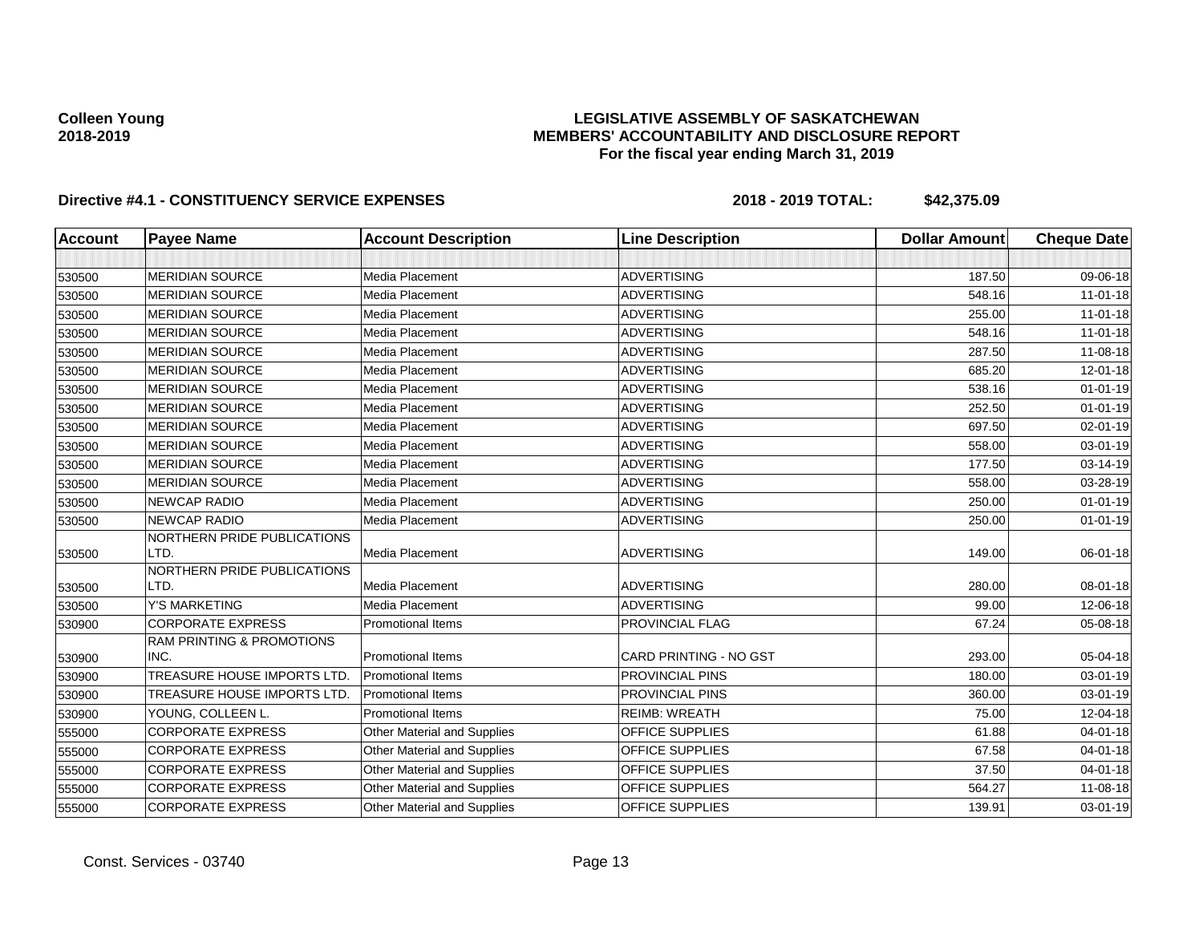**Colleen Young**
**2018-2019**

**LEGISLATIVE ASSEMBLY OF SASKATCHEWAN**
**MEMBERS' ACCOUNTABILITY AND DISCLOSURE REPORT**
**For the fiscal year ending March 31, 2019**

**Directive #4.1 - CONSTITUENCY SERVICE EXPENSES** **2018 - 2019 TOTAL: $42,375.09**

| Account | Payee Name | Account Description | Line Description | Dollar Amount | Cheque Date |
|---|---|---|---|---|---|
| | | | | | |
| 530500 | MERIDIAN SOURCE | Media Placement | ADVERTISING | 187.50 | 09-06-18 |
| 530500 | MERIDIAN SOURCE | Media Placement | ADVERTISING | 548.16 | 11-01-18 |
| 530500 | MERIDIAN SOURCE | Media Placement | ADVERTISING | 255.00 | 11-01-18 |
| 530500 | MERIDIAN SOURCE | Media Placement | ADVERTISING | 548.16 | 11-01-18 |
| 530500 | MERIDIAN SOURCE | Media Placement | ADVERTISING | 287.50 | 11-08-18 |
| 530500 | MERIDIAN SOURCE | Media Placement | ADVERTISING | 685.20 | 12-01-18 |
| 530500 | MERIDIAN SOURCE | Media Placement | ADVERTISING | 538.16 | 01-01-19 |
| 530500 | MERIDIAN SOURCE | Media Placement | ADVERTISING | 252.50 | 01-01-19 |
| 530500 | MERIDIAN SOURCE | Media Placement | ADVERTISING | 697.50 | 02-01-19 |
| 530500 | MERIDIAN SOURCE | Media Placement | ADVERTISING | 558.00 | 03-01-19 |
| 530500 | MERIDIAN SOURCE | Media Placement | ADVERTISING | 177.50 | 03-14-19 |
| 530500 | MERIDIAN SOURCE | Media Placement | ADVERTISING | 558.00 | 03-28-19 |
| 530500 | NEWCAP RADIO | Media Placement | ADVERTISING | 250.00 | 01-01-19 |
| 530500 | NEWCAP RADIO | Media Placement | ADVERTISING | 250.00 | 01-01-19 |
| 530500 | NORTHERN PRIDE PUBLICATIONS LTD. | Media Placement | ADVERTISING | 149.00 | 06-01-18 |
| 530500 | NORTHERN PRIDE PUBLICATIONS LTD. | Media Placement | ADVERTISING | 280.00 | 08-01-18 |
| 530500 | Y'S MARKETING | Media Placement | ADVERTISING | 99.00 | 12-06-18 |
| 530900 | CORPORATE EXPRESS | Promotional Items | PROVINCIAL FLAG | 67.24 | 05-08-18 |
| 530900 | RAM PRINTING & PROMOTIONS INC. | Promotional Items | CARD PRINTING - NO GST | 293.00 | 05-04-18 |
| 530900 | TREASURE HOUSE IMPORTS LTD. | Promotional Items | PROVINCIAL PINS | 180.00 | 03-01-19 |
| 530900 | TREASURE HOUSE IMPORTS LTD. | Promotional Items | PROVINCIAL PINS | 360.00 | 03-01-19 |
| 530900 | YOUNG, COLLEEN L. | Promotional Items | REIMB: WREATH | 75.00 | 12-04-18 |
| 555000 | CORPORATE EXPRESS | Other Material and Supplies | OFFICE SUPPLIES | 61.88 | 04-01-18 |
| 555000 | CORPORATE EXPRESS | Other Material and Supplies | OFFICE SUPPLIES | 67.58 | 04-01-18 |
| 555000 | CORPORATE EXPRESS | Other Material and Supplies | OFFICE SUPPLIES | 37.50 | 04-01-18 |
| 555000 | CORPORATE EXPRESS | Other Material and Supplies | OFFICE SUPPLIES | 564.27 | 11-08-18 |
| 555000 | CORPORATE EXPRESS | Other Material and Supplies | OFFICE SUPPLIES | 139.91 | 03-01-19 |

Const. Services - 03740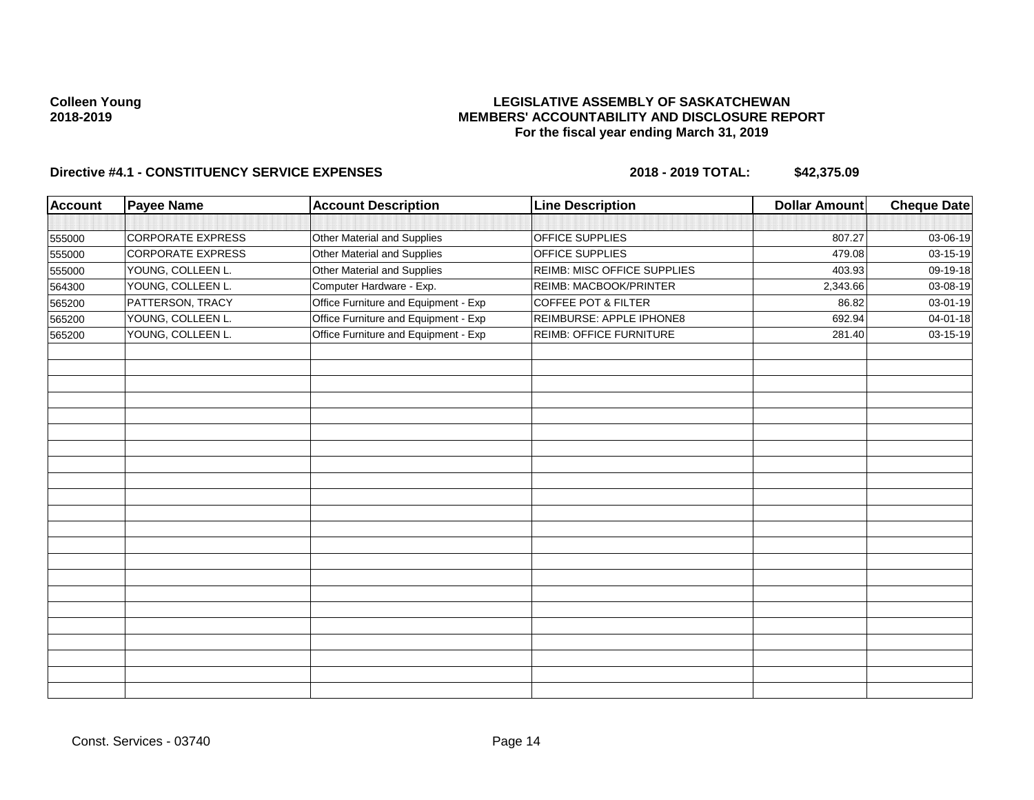**Colleen Young**
**2018-2019**

**LEGISLATIVE ASSEMBLY OF SASKATCHEWAN**
**MEMBERS' ACCOUNTABILITY AND DISCLOSURE REPORT**
**For the fiscal year ending March 31, 2019**

**Directive #4.1 - CONSTITUENCY SERVICE EXPENSES** **2018 - 2019 TOTAL: $42,375.09**

| Account | Payee Name | Account Description | Line Description | Dollar Amount | Cheque Date |
|---|---|---|---|---|---|
| 555000 | CORPORATE EXPRESS | Other Material and Supplies | OFFICE SUPPLIES | 807.27 | 03-06-19 |
| 555000 | CORPORATE EXPRESS | Other Material and Supplies | OFFICE SUPPLIES | 479.08 | 03-15-19 |
| 555000 | YOUNG, COLLEEN L. | Other Material and Supplies | REIMB: MISC OFFICE SUPPLIES | 403.93 | 09-19-18 |
| 564300 | YOUNG, COLLEEN L. | Computer Hardware - Exp. | REIMB: MACBOOK/PRINTER | 2,343.66 | 03-08-19 |
| 565200 | PATTERSON, TRACY | Office Furniture and Equipment - Exp | COFFEE POT & FILTER | 86.82 | 03-01-19 |
| 565200 | YOUNG, COLLEEN L. | Office Furniture and Equipment - Exp | REIMBURSE: APPLE IPHONE8 | 692.94 | 04-01-18 |
| 565200 | YOUNG, COLLEEN L. | Office Furniture and Equipment - Exp | REIMB: OFFICE FURNITURE | 281.40 | 03-15-19 |

Const. Services - 03740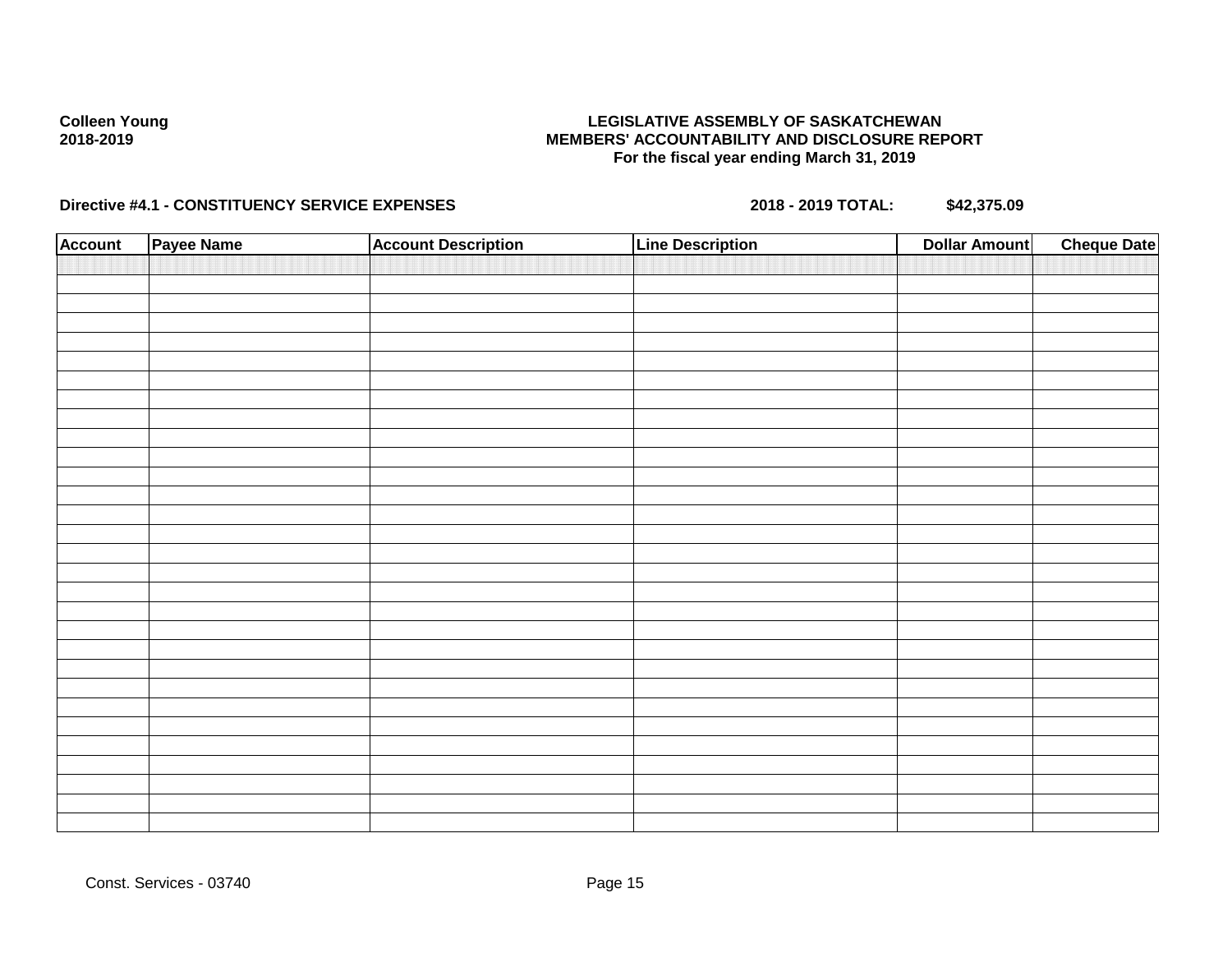Colleen Young
2018-2019

**LEGISLATIVE ASSEMBLY OF SASKATCHEWAN**
**MEMBERS' ACCOUNTABILITY AND DISCLOSURE REPORT**
**For the fiscal year ending March 31, 2019**

**Directive #4.1 - CONSTITUENCY SERVICE EXPENSES** **2018 - 2019 TOTAL: $42,375.09**

| Account | Payee Name | Account Description | Line Description | Dollar Amount | Cheque Date |
|---|---|---|---|---|---|
| | | | | | |

Const. Services - 03740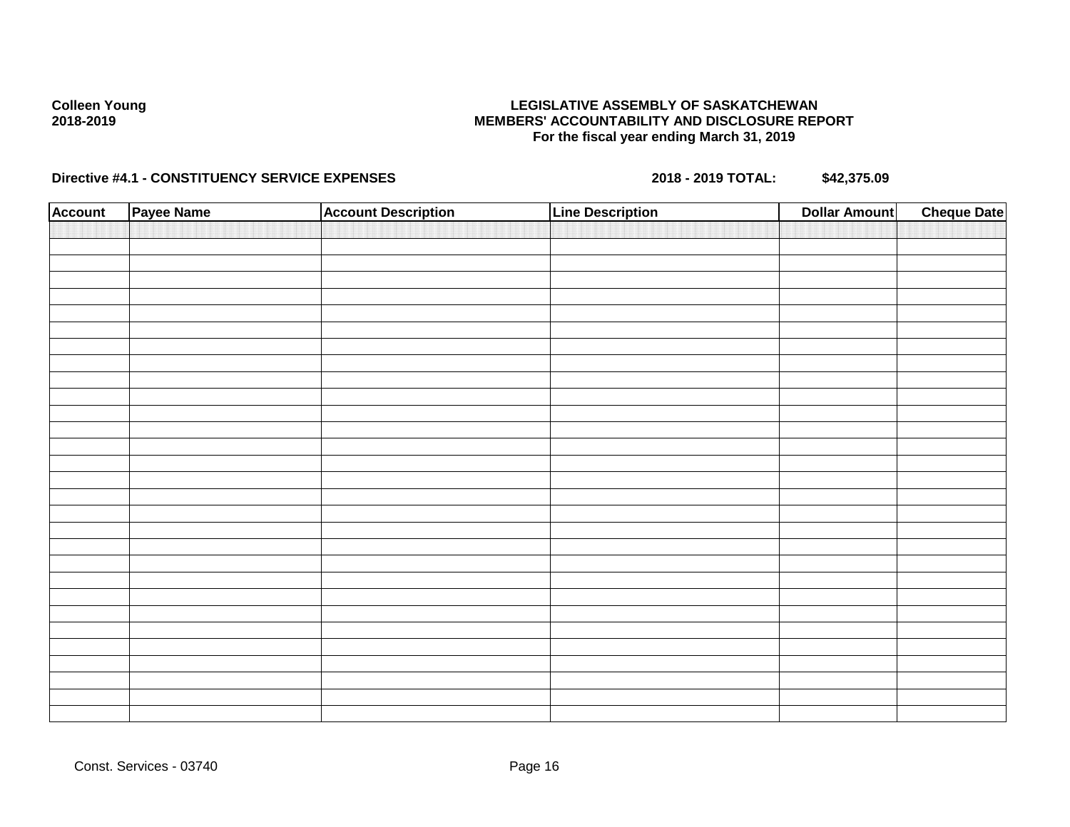Colleen Young
2018-2019

**LEGISLATIVE ASSEMBLY OF SASKATCHEWAN**
**MEMBERS' ACCOUNTABILITY AND DISCLOSURE REPORT**
**For the fiscal year ending March 31, 2019**

**Directive #4.1 - CONSTITUENCY SERVICE EXPENSES** **2018 - 2019 TOTAL: $42,375.09**

| Account | Payee Name | Account Description | Line Description | Dollar Amount | Cheque Date |
|---|---|---|---|---|---|
| | | | | | |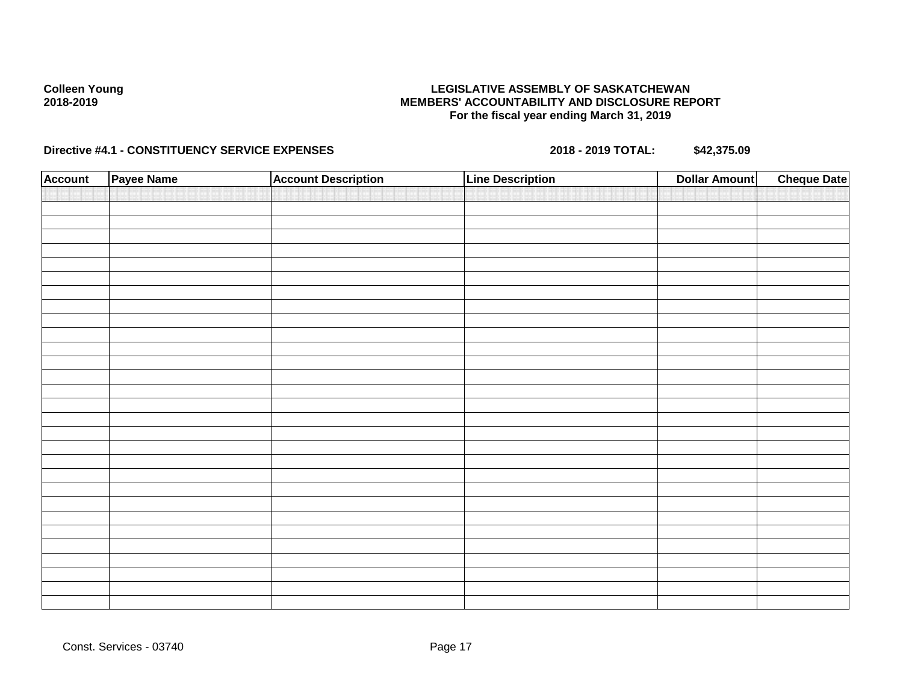**Colleen Young**
**2018-2019**

**LEGISLATIVE ASSEMBLY OF SASKATCHEWAN**
**MEMBERS' ACCOUNTABILITY AND DISCLOSURE REPORT**
**For the fiscal year ending March 31, 2019**

**Directive #4.1 - CONSTITUENCY SERVICE EXPENSES** **2018 - 2019 TOTAL: $42,375.09**

| Account | Payee Name | Account Description | Line Description | Dollar Amount | Cheque Date |
|---|---|---|---|---|---|
| | | | | | |

Const. Services - 03740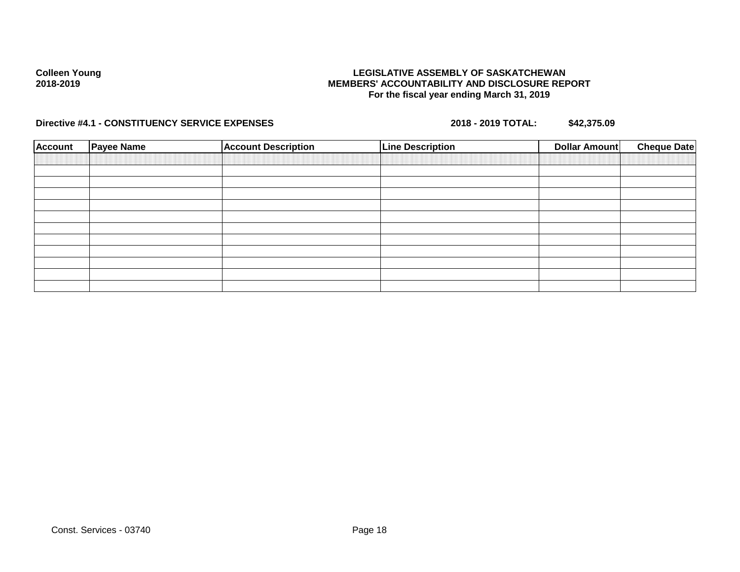**Colleen Young**
**2018-2019**

**LEGISLATIVE ASSEMBLY OF SASKATCHEWAN**
**MEMBERS' ACCOUNTABILITY AND DISCLOSURE REPORT**
**For the fiscal year ending March 31, 2019**

**Directive #4.1 - CONSTITUENCY SERVICE EXPENSES** **2018 - 2019 TOTAL: $42,375.09**

| Account | Payee Name | Account Description | Line Description | Dollar Amount | Cheque Date |
|---|---|---|---|---|---|
| | | | | | |
| | | | | | |
| | | | | | |
| | | | | | |
| | | | | | |
| | | | | | |
| | | | | | |
| | | | | | |
| | | | | | |
| | | | | | |
| | | | | | |

Const. Services - 03740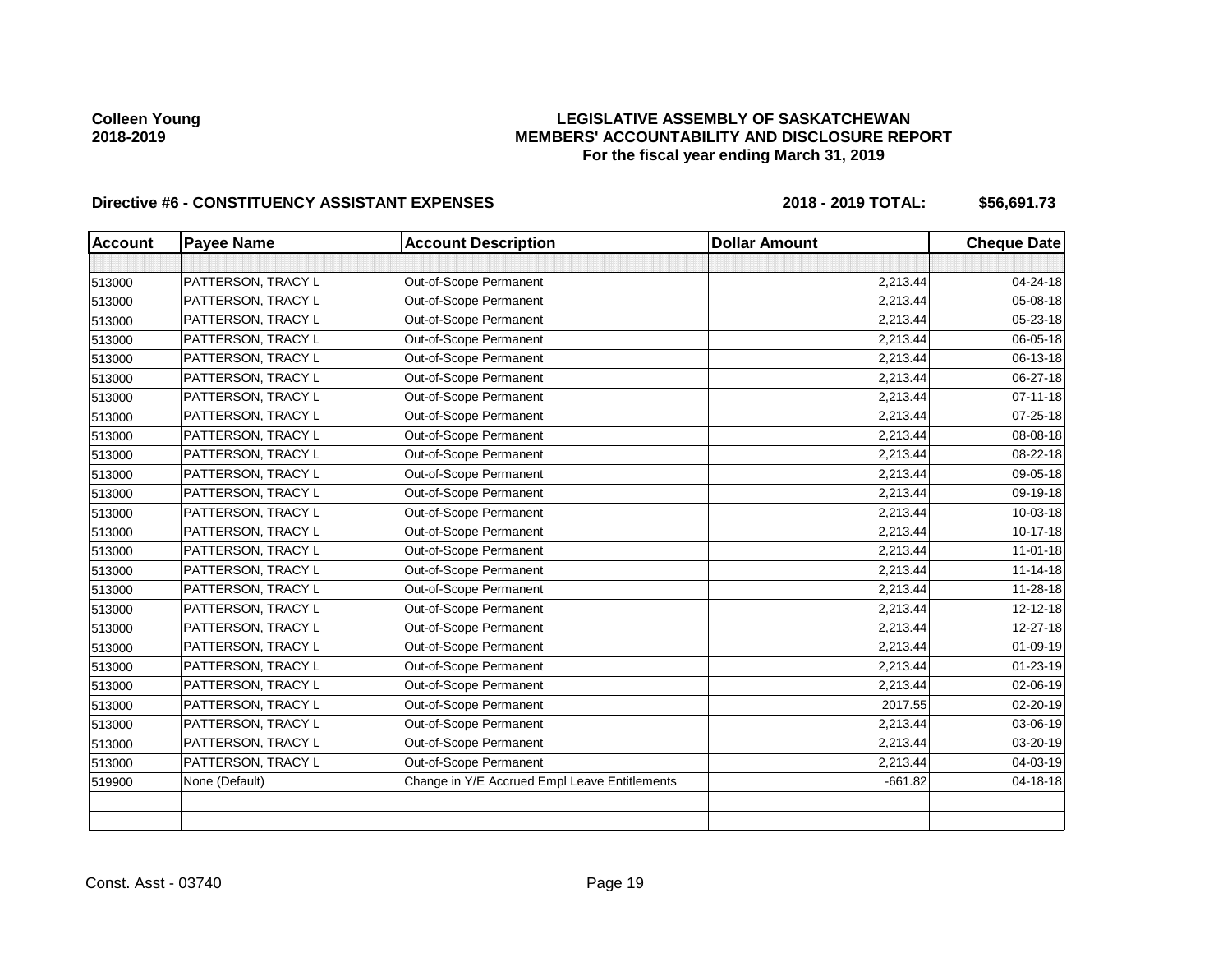Colleen Young
2018-2019

**LEGISLATIVE ASSEMBLY OF SASKATCHEWAN**
**MEMBERS' ACCOUNTABILITY AND DISCLOSURE REPORT**
**For the fiscal year ending March 31, 2019**

**Directive #6 - CONSTITUENCY ASSISTANT EXPENSES** **2018 - 2019 TOTAL: $56,691.73**

| Account | Payee Name | Account Description | Dollar Amount | Cheque Date |
|---|---|---|---|---|
| | | | | |
| 513000 | PATTERSON, TRACY L | Out-of-Scope Permanent | 2,213.44 | 04-24-18 |
| 513000 | PATTERSON, TRACY L | Out-of-Scope Permanent | 2,213.44 | 05-08-18 |
| 513000 | PATTERSON, TRACY L | Out-of-Scope Permanent | 2,213.44 | 05-23-18 |
| 513000 | PATTERSON, TRACY L | Out-of-Scope Permanent | 2,213.44 | 06-05-18 |
| 513000 | PATTERSON, TRACY L | Out-of-Scope Permanent | 2,213.44 | 06-13-18 |
| 513000 | PATTERSON, TRACY L | Out-of-Scope Permanent | 2,213.44 | 06-27-18 |
| 513000 | PATTERSON, TRACY L | Out-of-Scope Permanent | 2,213.44 | 07-11-18 |
| 513000 | PATTERSON, TRACY L | Out-of-Scope Permanent | 2,213.44 | 07-25-18 |
| 513000 | PATTERSON, TRACY L | Out-of-Scope Permanent | 2,213.44 | 08-08-18 |
| 513000 | PATTERSON, TRACY L | Out-of-Scope Permanent | 2,213.44 | 08-22-18 |
| 513000 | PATTERSON, TRACY L | Out-of-Scope Permanent | 2,213.44 | 09-05-18 |
| 513000 | PATTERSON, TRACY L | Out-of-Scope Permanent | 2,213.44 | 09-19-18 |
| 513000 | PATTERSON, TRACY L | Out-of-Scope Permanent | 2,213.44 | 10-03-18 |
| 513000 | PATTERSON, TRACY L | Out-of-Scope Permanent | 2,213.44 | 10-17-18 |
| 513000 | PATTERSON, TRACY L | Out-of-Scope Permanent | 2,213.44 | 11-01-18 |
| 513000 | PATTERSON, TRACY L | Out-of-Scope Permanent | 2,213.44 | 11-14-18 |
| 513000 | PATTERSON, TRACY L | Out-of-Scope Permanent | 2,213.44 | 11-28-18 |
| 513000 | PATTERSON, TRACY L | Out-of-Scope Permanent | 2,213.44 | 12-12-18 |
| 513000 | PATTERSON, TRACY L | Out-of-Scope Permanent | 2,213.44 | 12-27-18 |
| 513000 | PATTERSON, TRACY L | Out-of-Scope Permanent | 2,213.44 | 01-09-19 |
| 513000 | PATTERSON, TRACY L | Out-of-Scope Permanent | 2,213.44 | 01-23-19 |
| 513000 | PATTERSON, TRACY L | Out-of-Scope Permanent | 2,213.44 | 02-06-19 |
| 513000 | PATTERSON, TRACY L | Out-of-Scope Permanent | 2017.55 | 02-20-19 |
| 513000 | PATTERSON, TRACY L | Out-of-Scope Permanent | 2,213.44 | 03-06-19 |
| 513000 | PATTERSON, TRACY L | Out-of-Scope Permanent | 2,213.44 | 03-20-19 |
| 513000 | PATTERSON, TRACY L | Out-of-Scope Permanent | 2,213.44 | 04-03-19 |
| 519900 | None (Default) | Change in Y/E Accrued Empl Leave Entitlements | -661.82 | 04-18-18 |
| | | | | |
| | | | | |

Const. Asst - 03740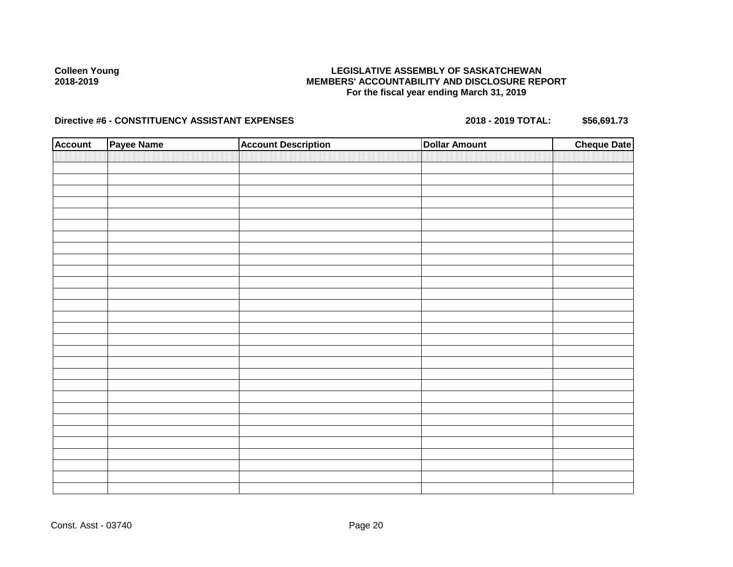Colleen Young
2018-2019

**LEGISLATIVE ASSEMBLY OF SASKATCHEWAN**
**MEMBERS' ACCOUNTABILITY AND DISCLOSURE REPORT**
**For the fiscal year ending March 31, 2019**

**Directive #6 - CONSTITUENCY ASSISTANT EXPENSES** **2018 - 2019 TOTAL: $56,691.73**

| Account | Payee Name | Account Description | Dollar Amount | Cheque Date |
|---|---|---|---|---|
| | | | | |

Const. Asst - 03740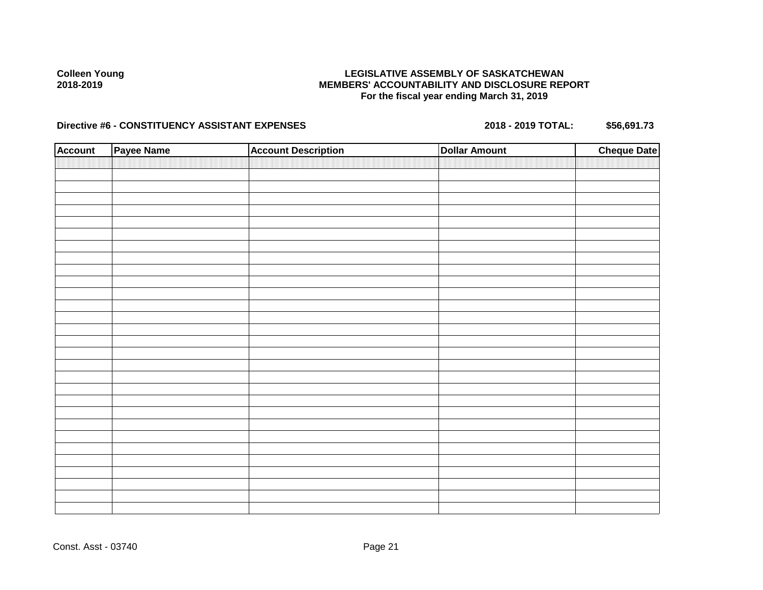**Colleen Young**
**2018-2019**

**LEGISLATIVE ASSEMBLY OF SASKATCHEWAN**
**MEMBERS' ACCOUNTABILITY AND DISCLOSURE REPORT**
**For the fiscal year ending March 31, 2019**

**Directive #6 - CONSTITUENCY ASSISTANT EXPENSES** **2018 - 2019 TOTAL: $56,691.73**

| Account | Payee Name | Account Description | Dollar Amount | Cheque Date |
|---|---|---|---|---|
| | | | | |

Const. Asst - 03740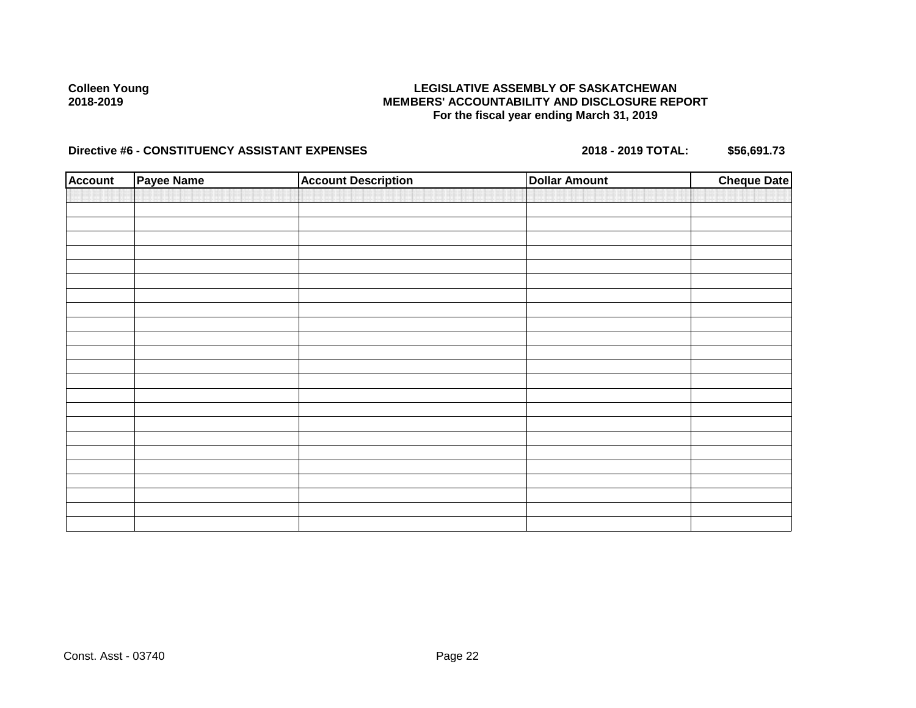**Colleen Young**
**2018-2019**

**LEGISLATIVE ASSEMBLY OF SASKATCHEWAN**
**MEMBERS' ACCOUNTABILITY AND DISCLOSURE REPORT**
**For the fiscal year ending March 31, 2019**

**Directive #6 - CONSTITUENCY ASSISTANT EXPENSES** **2018 - 2019 TOTAL:** **$56,691.73**

| Account | Payee Name | Account Description | Dollar Amount | Cheque Date |
|---|---|---|---|---|
| | | | | |

Const. Asst - 03740